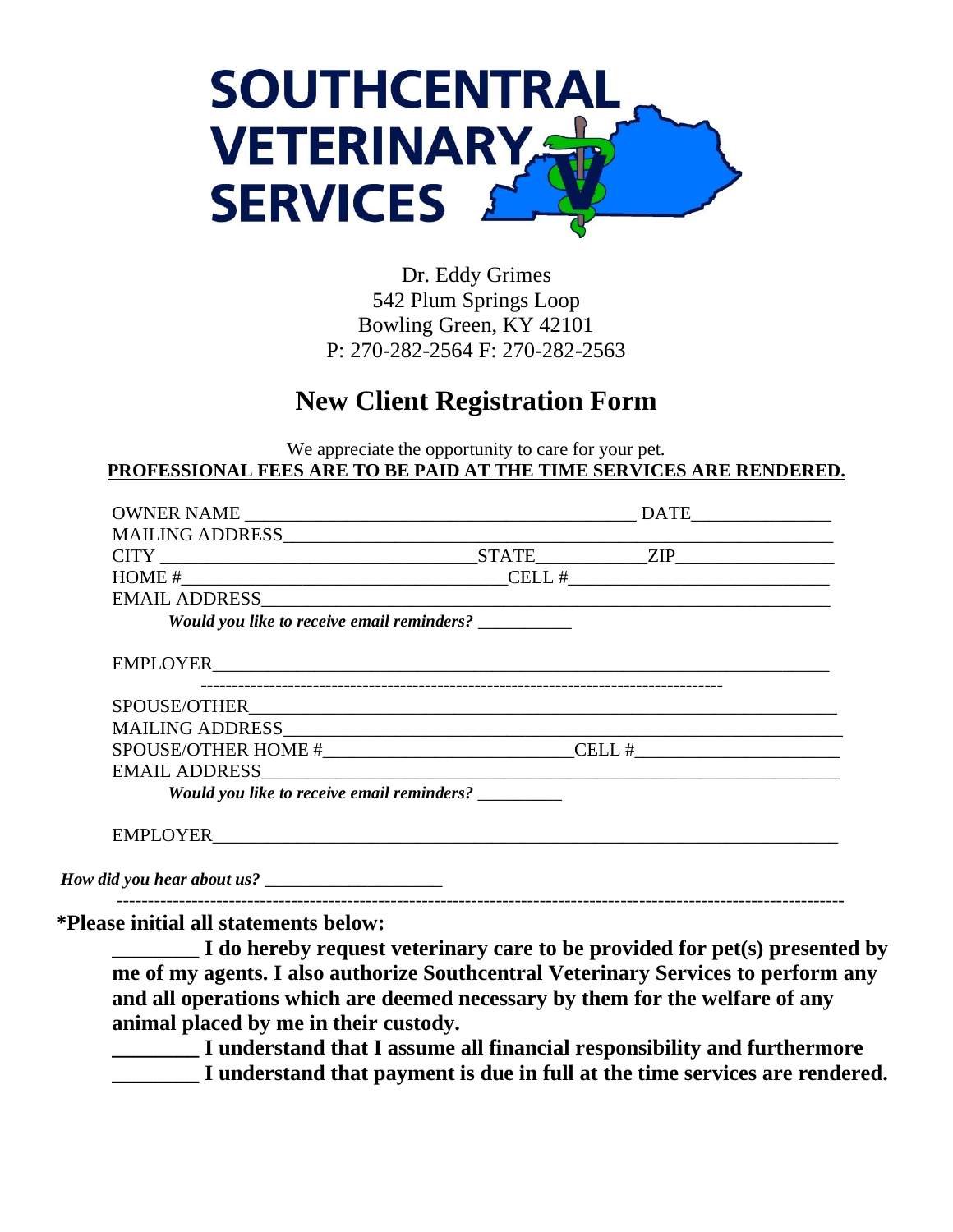# SOUTHCENTRAL VETERINARY SERVICES

Dr. Eddy Grimes
542 Plum Springs Loop
Bowling Green, KY 42101
P: 270-282-2564 F: 270-282-2563

## New Client Registration Form

We appreciate the opportunity to care for your pet.

**PROFESSIONAL FEES ARE TO BE PAID AT THE TIME SERVICES ARE RENDERED.**

OWNER NAME ___________________________________________ DATE_______________

MAILING ADDRESS_________________________________________________________________

CITY ________________________________STATE___________ZIP_________________

HOME #___________________________________CELL #____________________________

EMAIL ADDRESS___________________________________________________________

*Would you like to receive email reminders?* ___________

EMPLOYER_______________________________________________________________

---

SPOUSE/OTHER____________________________________________________________

MAILING ADDRESS_________________________________________________________

SPOUSE/OTHER HOME #__________________________CELL #______________________

EMAIL ADDRESS___________________________________________________________

*Would you like to receive email reminders?* __________

EMPLOYER_______________________________________________________________

*How did you hear about us?* ____________________

---

**\*Please initial all statements below:**

**________ I do hereby request veterinary care to be provided for pet(s) presented by me of my agents. I also authorize Southcentral Veterinary Services to perform any and all operations which are deemed necessary by them for the welfare of any animal placed by me in their custody.**

**________ I understand that I assume all financial responsibility and furthermore**

**________ I understand that payment is due in full at the time services are rendered.**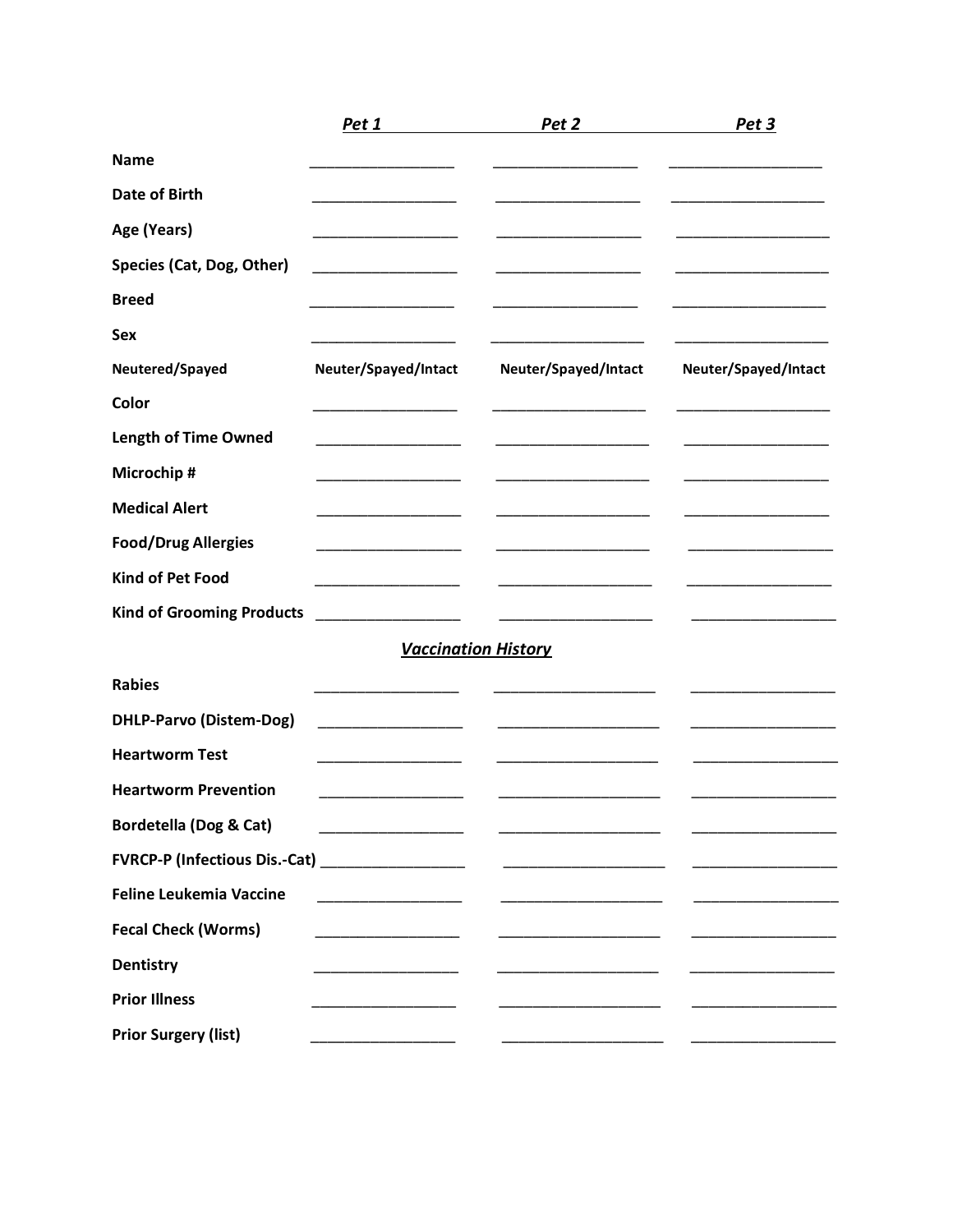| | *Pet 1* | *Pet 2* | *Pet 3* |
|---|---|---|---|
| **Name** | __________________ | __________________ | ___________________ |
| **Date of Birth** | __________________ | __________________ | ___________________ |
| **Age (Years)** | __________________ | __________________ | ___________________ |
| **Species (Cat, Dog, Other)** | __________________ | __________________ | ___________________ |
| **Breed** | __________________ | __________________ | ___________________ |
| **Sex** | __________________ | ___________________ | ___________________ |
| **Neutered/Spayed** | **Neuter/Spayed/Intact** | **Neuter/Spayed/Intact** | **Neuter/Spayed/Intact** |
| **Color** | __________________ | ___________________ | ___________________ |
| **Length of Time Owned** | __________________ | ___________________ | __________________ |
| **Microchip #** | __________________ | ___________________ | __________________ |
| **Medical Alert** | __________________ | ___________________ | __________________ |
| **Food/Drug Allergies** | __________________ | ___________________ | __________________ |
| **Kind of Pet Food** | __________________ | ___________________ | __________________ |
| **Kind of Grooming Products** | __________________ | ___________________ | __________________ |

## *Vaccination History*

| | | | |
|---|---|---|---|
| **Rabies** | __________________ | ____________________ | __________________ |
| **DHLP-Parvo (Distem-Dog)** | __________________ | ____________________ | __________________ |
| **Heartworm Test** | __________________ | ____________________ | __________________ |
| **Heartworm Prevention** | __________________ | ____________________ | __________________ |
| **Bordetella (Dog & Cat)** | __________________ | ____________________ | __________________ |
| **FVRCP-P (Infectious Dis.-Cat)** | __________________ | ____________________ | __________________ |
| **Feline Leukemia Vaccine** | __________________ | ____________________ | __________________ |
| **Fecal Check (Worms)** | __________________ | ____________________ | __________________ |
| **Dentistry** | __________________ | ____________________ | __________________ |
| **Prior Illness** | __________________ | ____________________ | __________________ |
| **Prior Surgery (list)** | __________________ | ____________________ | __________________ |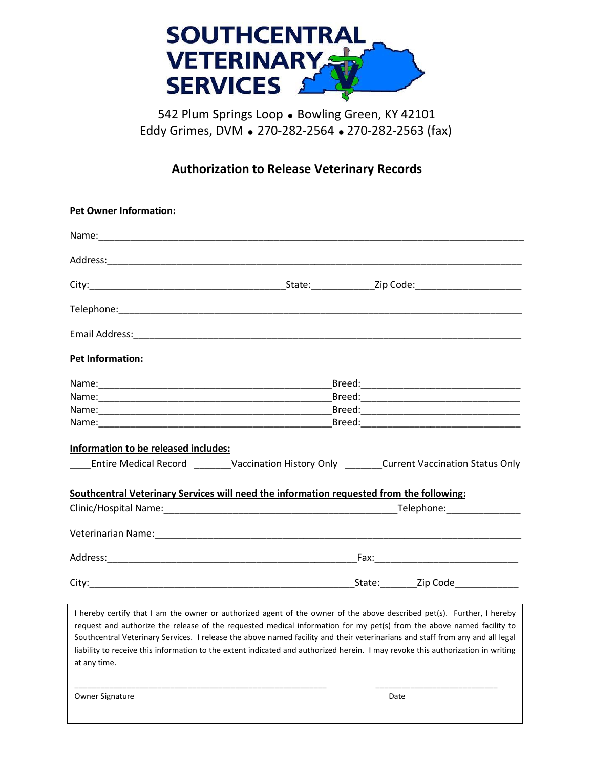# SOUTHCENTRAL VETERINARY SERVICES

542 Plum Springs Loop • Bowling Green, KY 42101
Eddy Grimes, DVM • 270-282-2564 • 270-282-2563 (fax)

## Authorization to Release Veterinary Records

**Pet Owner Information:**

Name:_______________________________________________

Address:_______________________________________________

City:_________________________ State:__________ Zip Code:__________________

Telephone:_______________________________________________

Email Address:_______________________________________________

**Pet Information:**

Name:_____________________________ Breed:_____________________________
Name:_____________________________ Breed:_____________________________
Name:_____________________________ Breed:_____________________________
Name:_____________________________ Breed:_____________________________

**Information to be released includes:**

____Entire Medical Record _______Vaccination History Only _______Current Vaccination Status Only

**Southcentral Veterinary Services will need the information requested from the following:**

Clinic/Hospital Name:_____________________________ Telephone:______________

Veterinarian Name:_______________________________________________

Address:_____________________________ Fax:___________________________

City:_____________________________ State:_______ Zip Code____________

I hereby certify that I am the owner or authorized agent of the owner of the above described pet(s). Further, I hereby request and authorize the release of the requested medical information for my pet(s) from the above named facility to Southcentral Veterinary Services. I release the above named facility and their veterinarians and staff from any and all legal liability to receive this information to the extent indicated and authorized herein. I may revoke this authorization in writing at any time.

_____________________________________ ___________________________
Owner Signature Date